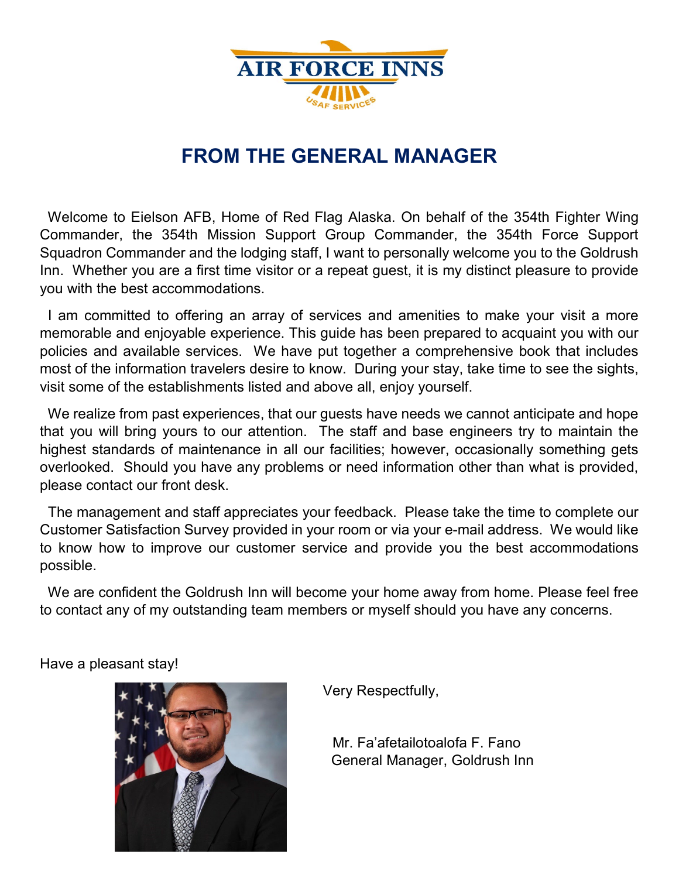AIR FORCE INNS

USAF SERVICES

# FROM THE GENERAL MANAGER

Welcome to Eielson AFB, Home of Red Flag Alaska. On behalf of the 354th Fighter Wing Commander, the 354th Mission Support Group Commander, the 354th Force Support Squadron Commander and the lodging staff, I want to personally welcome you to the Goldrush Inn. Whether you are a first time visitor or a repeat guest, it is my distinct pleasure to provide you with the best accommodations.

I am committed to offering an array of services and amenities to make your visit a more memorable and enjoyable experience. This guide has been prepared to acquaint you with our policies and available services. We have put together a comprehensive book that includes most of the information travelers desire to know. During your stay, take time to see the sights, visit some of the establishments listed and above all, enjoy yourself.

We realize from past experiences, that our guests have needs we cannot anticipate and hope that you will bring yours to our attention. The staff and base engineers try to maintain the highest standards of maintenance in all our facilities; however, occasionally something gets overlooked. Should you have any problems or need information other than what is provided, please contact our front desk.

The management and staff appreciates your feedback. Please take the time to complete our Customer Satisfaction Survey provided in your room or via your e-mail address. We would like to know how to improve our customer service and provide you the best accommodations possible.

We are confident the Goldrush Inn will become your home away from home. Please feel free to contact any of my outstanding team members or myself should you have any concerns.

Have a pleasant stay!

Very Respectfully,

Mr. Fa'afetailotoalofa F. Fano
General Manager, Goldrush Inn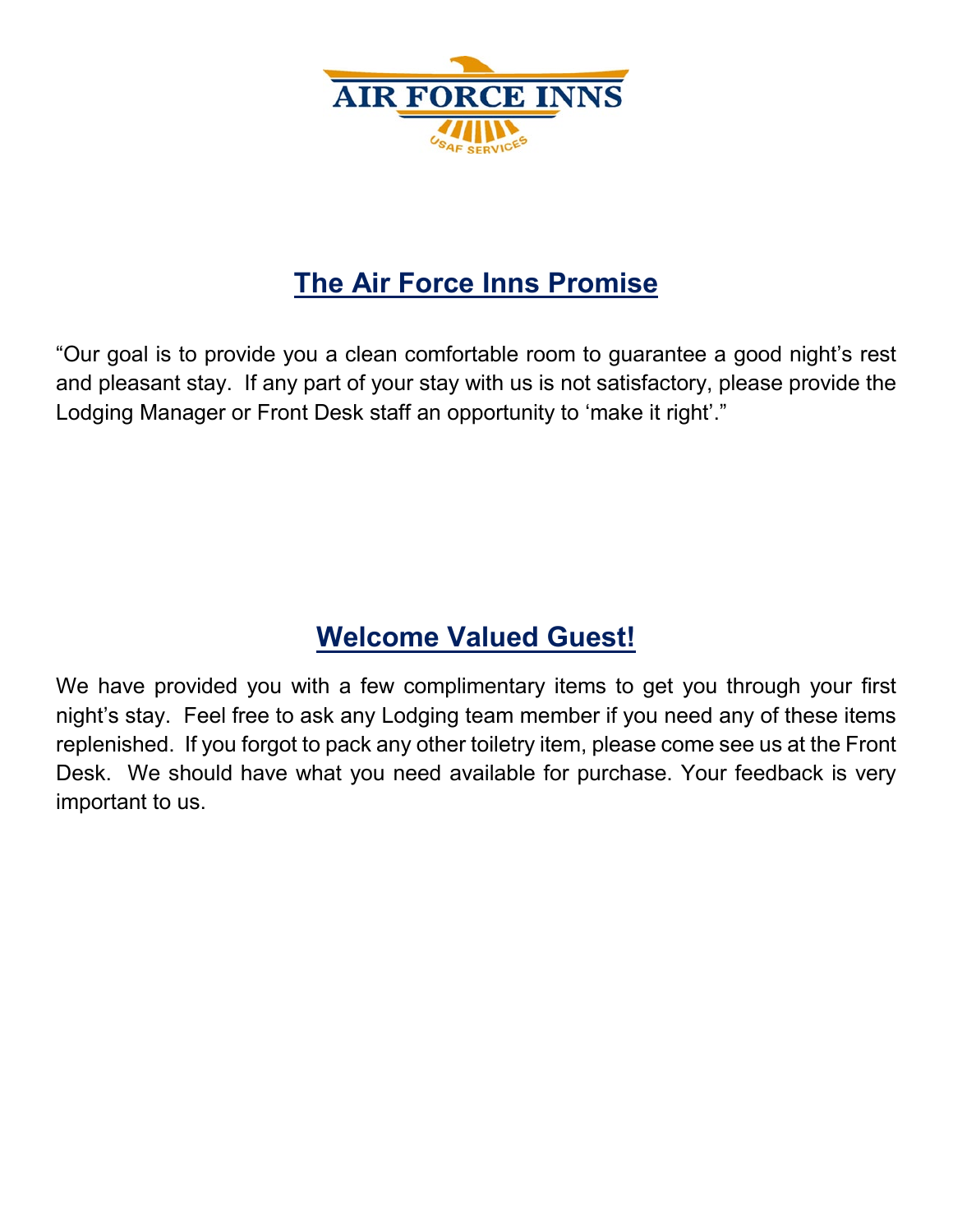## The Air Force Inns Promise

"Our goal is to provide you a clean comfortable room to guarantee a good night's rest and pleasant stay. If any part of your stay with us is not satisfactory, please provide the Lodging Manager or Front Desk staff an opportunity to 'make it right'."

## Welcome Valued Guest!

We have provided you with a few complimentary items to get you through your first night's stay. Feel free to ask any Lodging team member if you need any of these items replenished. If you forgot to pack any other toiletry item, please come see us at the Front Desk. We should have what you need available for purchase. Your feedback is very important to us.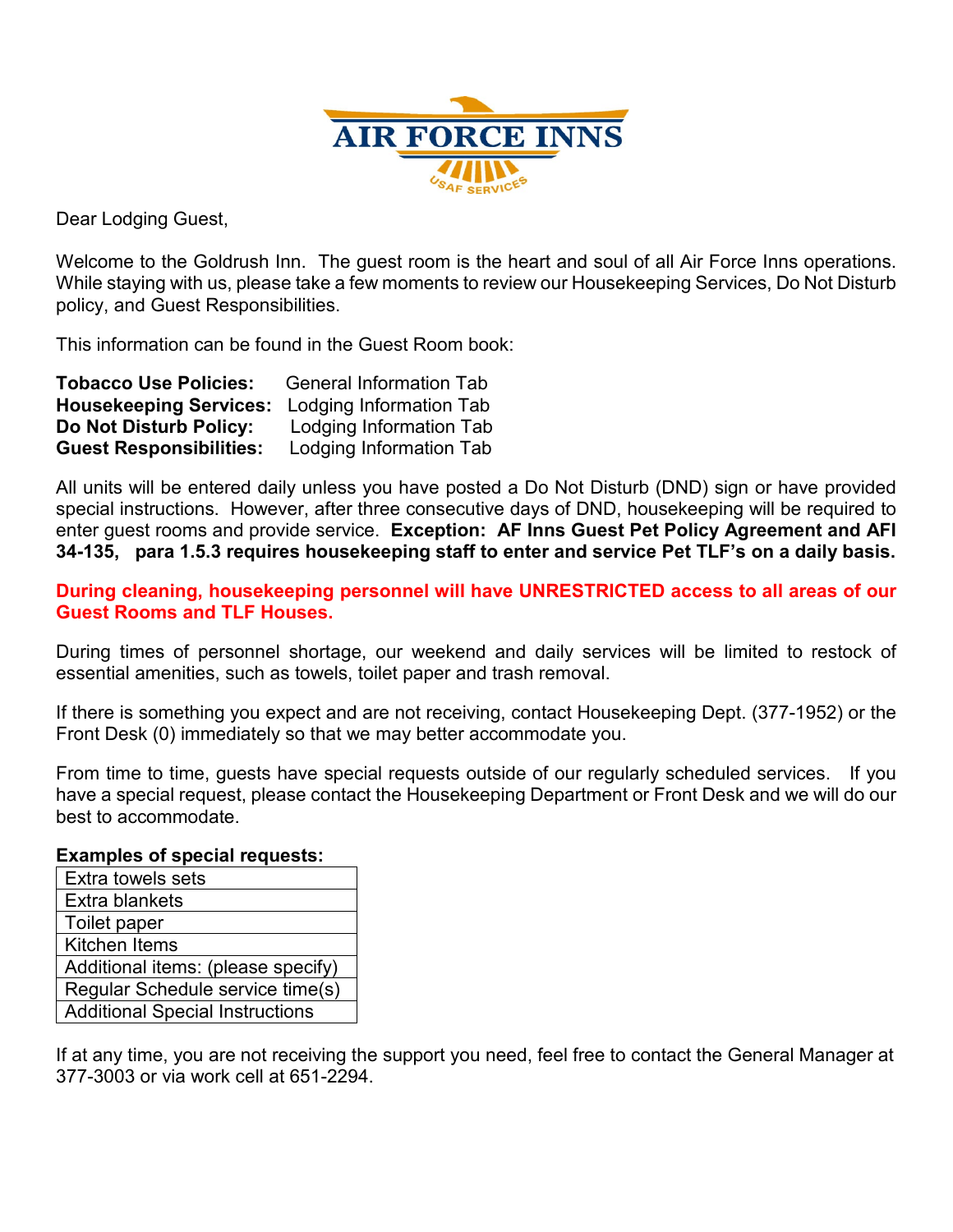AIR FORCE INNS

USAF SERVICES

Dear Lodging Guest,

Welcome to the Goldrush Inn. The guest room is the heart and soul of all Air Force Inns operations. While staying with us, please take a few moments to review our Housekeeping Services, Do Not Disturb policy, and Guest Responsibilities.

This information can be found in the Guest Room book:

**Tobacco Use Policies:** General Information Tab
**Housekeeping Services:** Lodging Information Tab
**Do Not Disturb Policy:** Lodging Information Tab
**Guest Responsibilities:** Lodging Information Tab

All units will be entered daily unless you have posted a Do Not Disturb (DND) sign or have provided special instructions. However, after three consecutive days of DND, housekeeping will be required to enter guest rooms and provide service. **Exception: AF Inns Guest Pet Policy Agreement and AFI 34-135, para 1.5.3 requires housekeeping staff to enter and service Pet TLF's on a daily basis.**

**During cleaning, housekeeping personnel will have UNRESTRICTED access to all areas of our Guest Rooms and TLF Houses.**

During times of personnel shortage, our weekend and daily services will be limited to restock of essential amenities, such as towels, toilet paper and trash removal.

If there is something you expect and are not receiving, contact Housekeeping Dept. (377-1952) or the Front Desk (0) immediately so that we may better accommodate you.

From time to time, guests have special requests outside of our regularly scheduled services. If you have a special request, please contact the Housekeeping Department or Front Desk and we will do our best to accommodate.

**Examples of special requests:**

| |
|---|
| Extra towels sets |
| Extra blankets |
| Toilet paper |
| Kitchen Items |
| Additional items: (please specify) |
| Regular Schedule service time(s) |
| Additional Special Instructions |

If at any time, you are not receiving the support you need, feel free to contact the General Manager at 377-3003 or via work cell at 651-2294.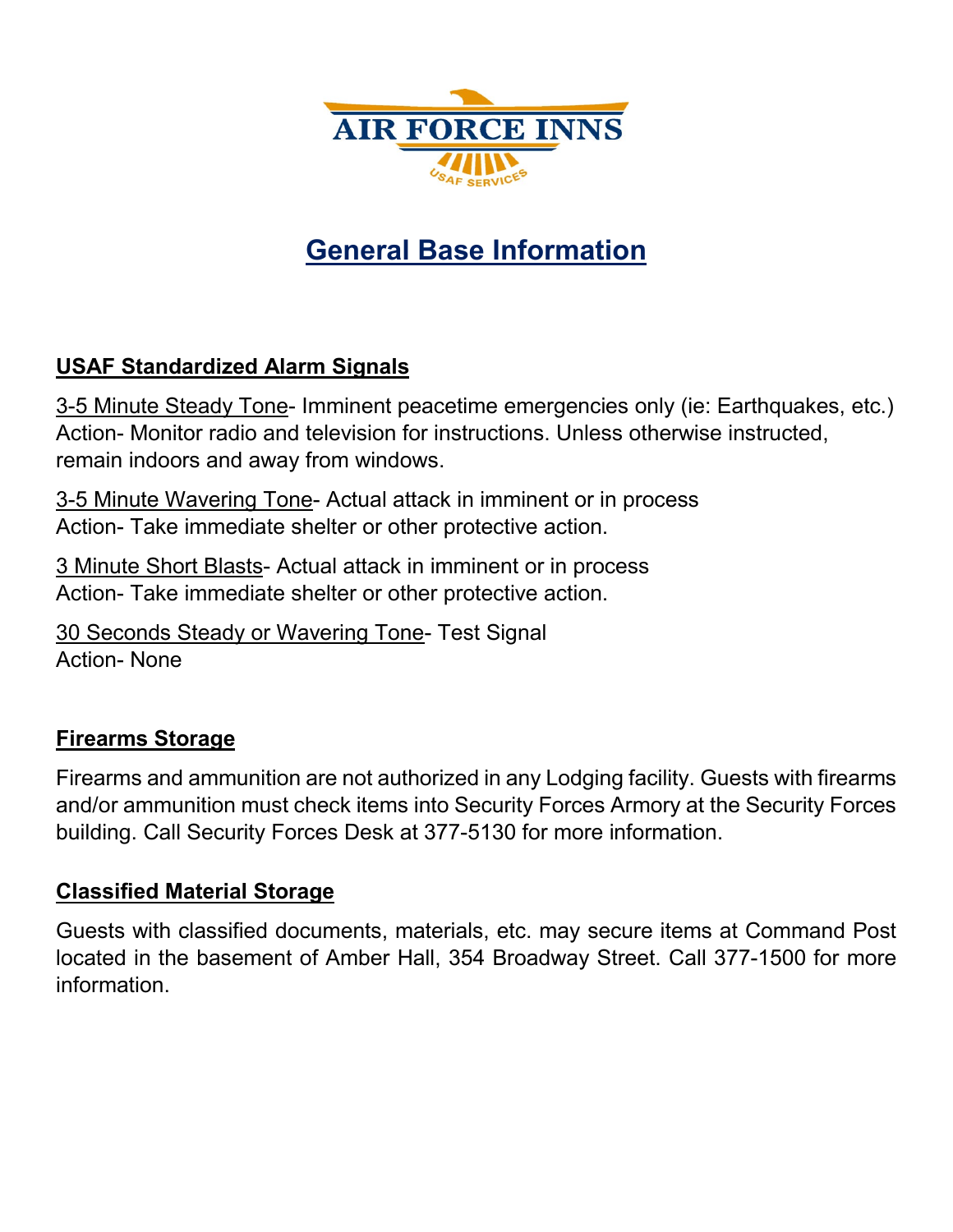AIR FORCE INNS

USAF SERVICES

# General Base Information

## USAF Standardized Alarm Signals

3-5 Minute Steady Tone- Imminent peacetime emergencies only (ie: Earthquakes, etc.)
Action- Monitor radio and television for instructions. Unless otherwise instructed, remain indoors and away from windows.

3-5 Minute Wavering Tone- Actual attack in imminent or in process
Action- Take immediate shelter or other protective action.

3 Minute Short Blasts- Actual attack in imminent or in process
Action- Take immediate shelter or other protective action.

30 Seconds Steady or Wavering Tone- Test Signal
Action- None

## Firearms Storage

Firearms and ammunition are not authorized in any Lodging facility. Guests with firearms and/or ammunition must check items into Security Forces Armory at the Security Forces building. Call Security Forces Desk at 377-5130 for more information.

## Classified Material Storage

Guests with classified documents, materials, etc. may secure items at Command Post located in the basement of Amber Hall, 354 Broadway Street. Call 377-1500 for more information.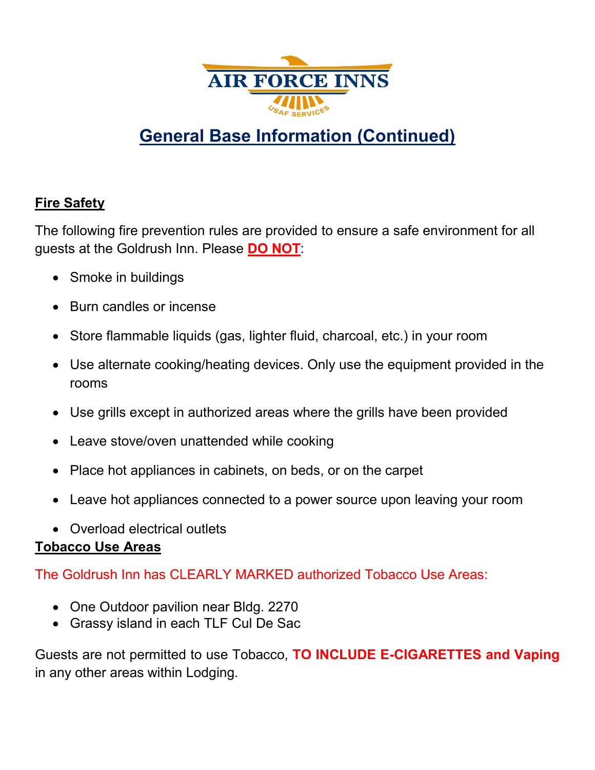# General Base Information (Continued)

## Fire Safety

The following fire prevention rules are provided to ensure a safe environment for all guests at the Goldrush Inn. Please **DO NOT**:

- Smoke in buildings
- Burn candles or incense
- Store flammable liquids (gas, lighter fluid, charcoal, etc.) in your room
- Use alternate cooking/heating devices. Only use the equipment provided in the rooms
- Use grills except in authorized areas where the grills have been provided
- Leave stove/oven unattended while cooking
- Place hot appliances in cabinets, on beds, or on the carpet
- Leave hot appliances connected to a power source upon leaving your room
- Overload electrical outlets

## Tobacco Use Areas

The Goldrush Inn has CLEARLY MARKED authorized Tobacco Use Areas:

- One Outdoor pavilion near Bldg. 2270
- Grassy island in each TLF Cul De Sac

Guests are not permitted to use Tobacco, **TO INCLUDE E-CIGARETTES and Vaping** in any other areas within Lodging.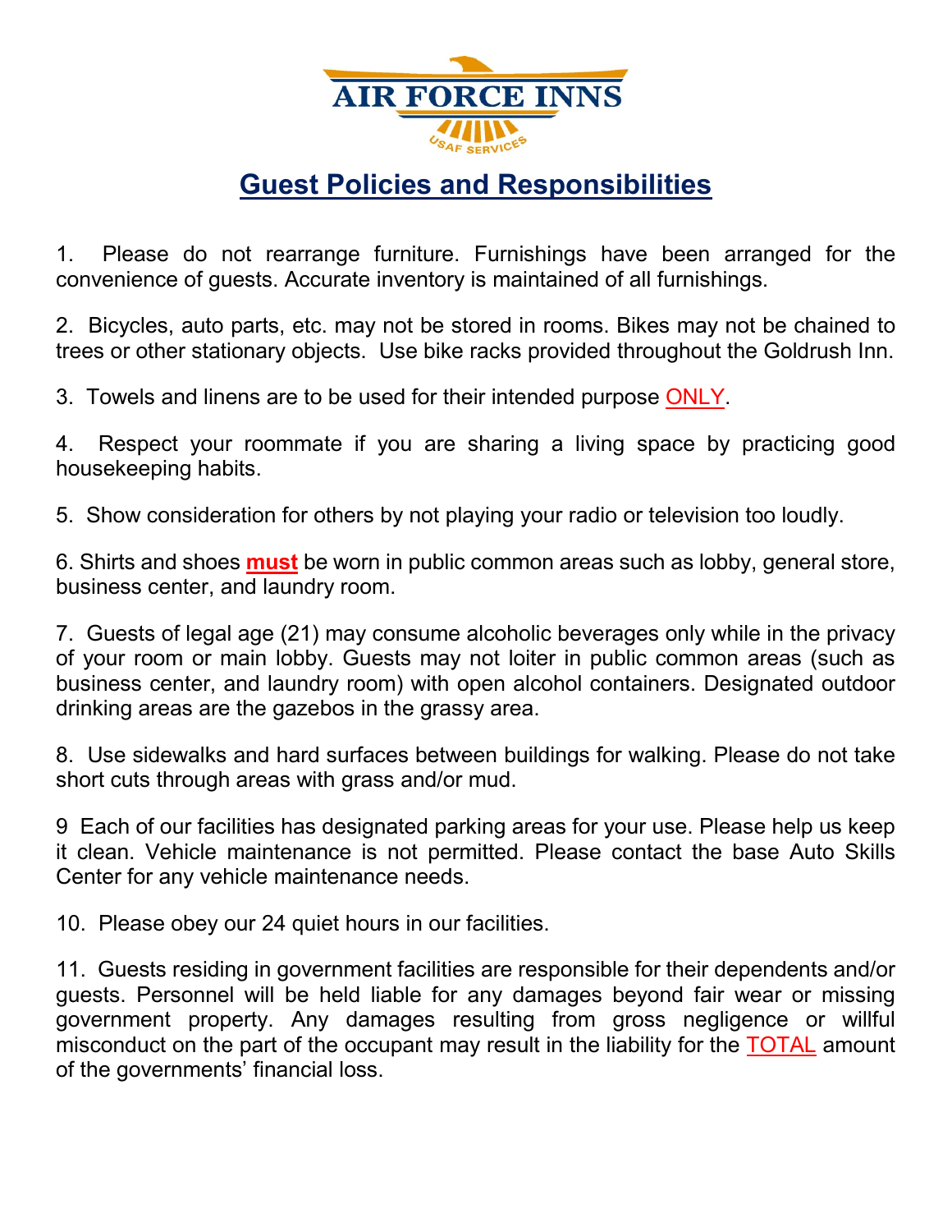AIR FORCE INNS

USAF SERVICES

## Guest Policies and Responsibilities

1. Please do not rearrange furniture. Furnishings have been arranged for the convenience of guests. Accurate inventory is maintained of all furnishings.

2. Bicycles, auto parts, etc. may not be stored in rooms. Bikes may not be chained to trees or other stationary objects. Use bike racks provided throughout the Goldrush Inn.

3. Towels and linens are to be used for their intended purpose ONLY.

4. Respect your roommate if you are sharing a living space by practicing good housekeeping habits.

5. Show consideration for others by not playing your radio or television too loudly.

6. Shirts and shoes **must** be worn in public common areas such as lobby, general store, business center, and laundry room.

7. Guests of legal age (21) may consume alcoholic beverages only while in the privacy of your room or main lobby. Guests may not loiter in public common areas (such as business center, and laundry room) with open alcohol containers. Designated outdoor drinking areas are the gazebos in the grassy area.

8. Use sidewalks and hard surfaces between buildings for walking. Please do not take short cuts through areas with grass and/or mud.

9 Each of our facilities has designated parking areas for your use. Please help us keep it clean. Vehicle maintenance is not permitted. Please contact the base Auto Skills Center for any vehicle maintenance needs.

10. Please obey our 24 quiet hours in our facilities.

11. Guests residing in government facilities are responsible for their dependents and/or guests. Personnel will be held liable for any damages beyond fair wear or missing government property. Any damages resulting from gross negligence or willful misconduct on the part of the occupant may result in the liability for the TOTAL amount of the governments' financial loss.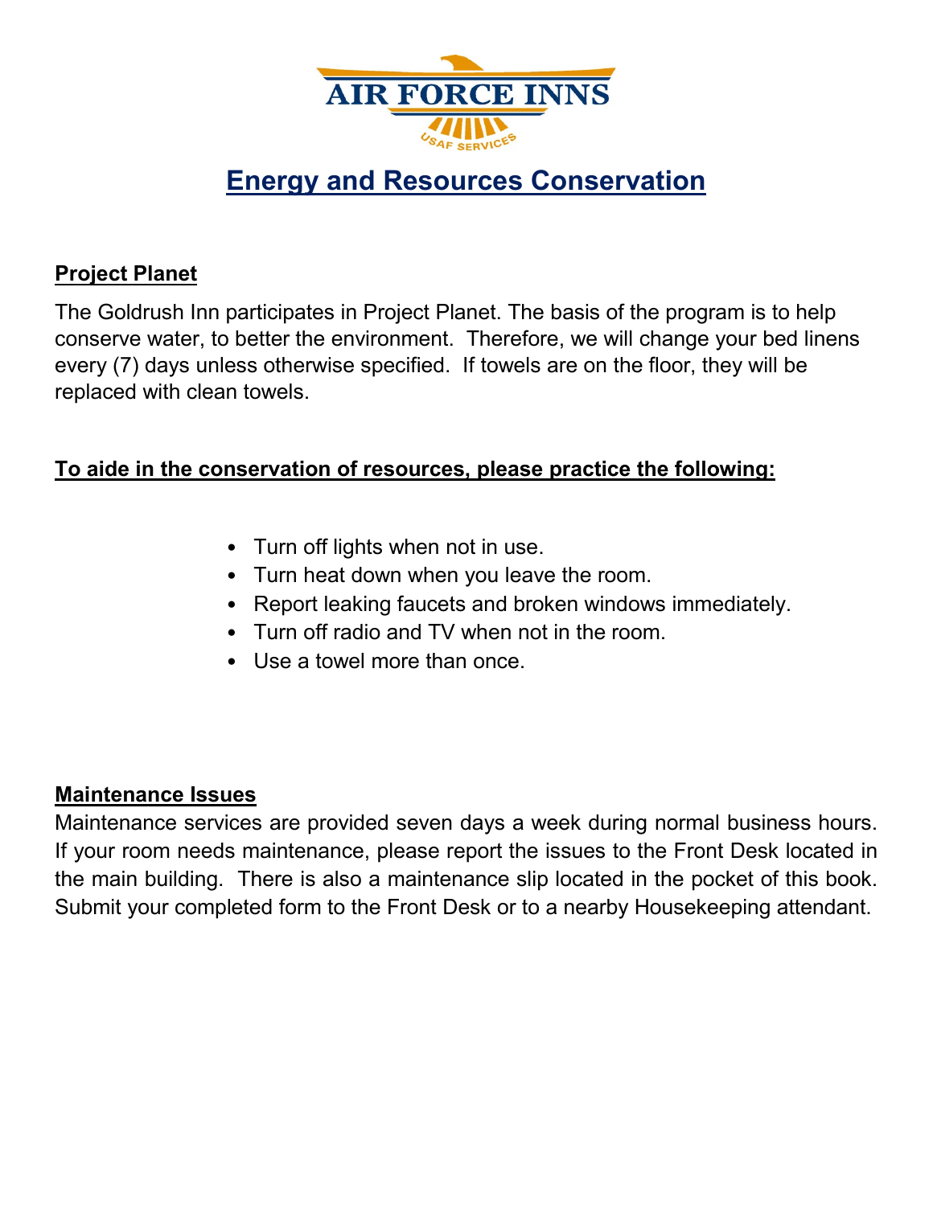AIR FORCE INNS

USAF SERVICES

# Energy and Resources Conservation

## Project Planet

The Goldrush Inn participates in Project Planet. The basis of the program is to help conserve water, to better the environment. Therefore, we will change your bed linens every (7) days unless otherwise specified. If towels are on the floor, they will be replaced with clean towels.

## To aide in the conservation of resources, please practice the following:

- Turn off lights when not in use.
- Turn heat down when you leave the room.
- Report leaking faucets and broken windows immediately.
- Turn off radio and TV when not in the room.
- Use a towel more than once.

## Maintenance Issues

Maintenance services are provided seven days a week during normal business hours. If your room needs maintenance, please report the issues to the Front Desk located in the main building. There is also a maintenance slip located in the pocket of this book. Submit your completed form to the Front Desk or to a nearby Housekeeping attendant.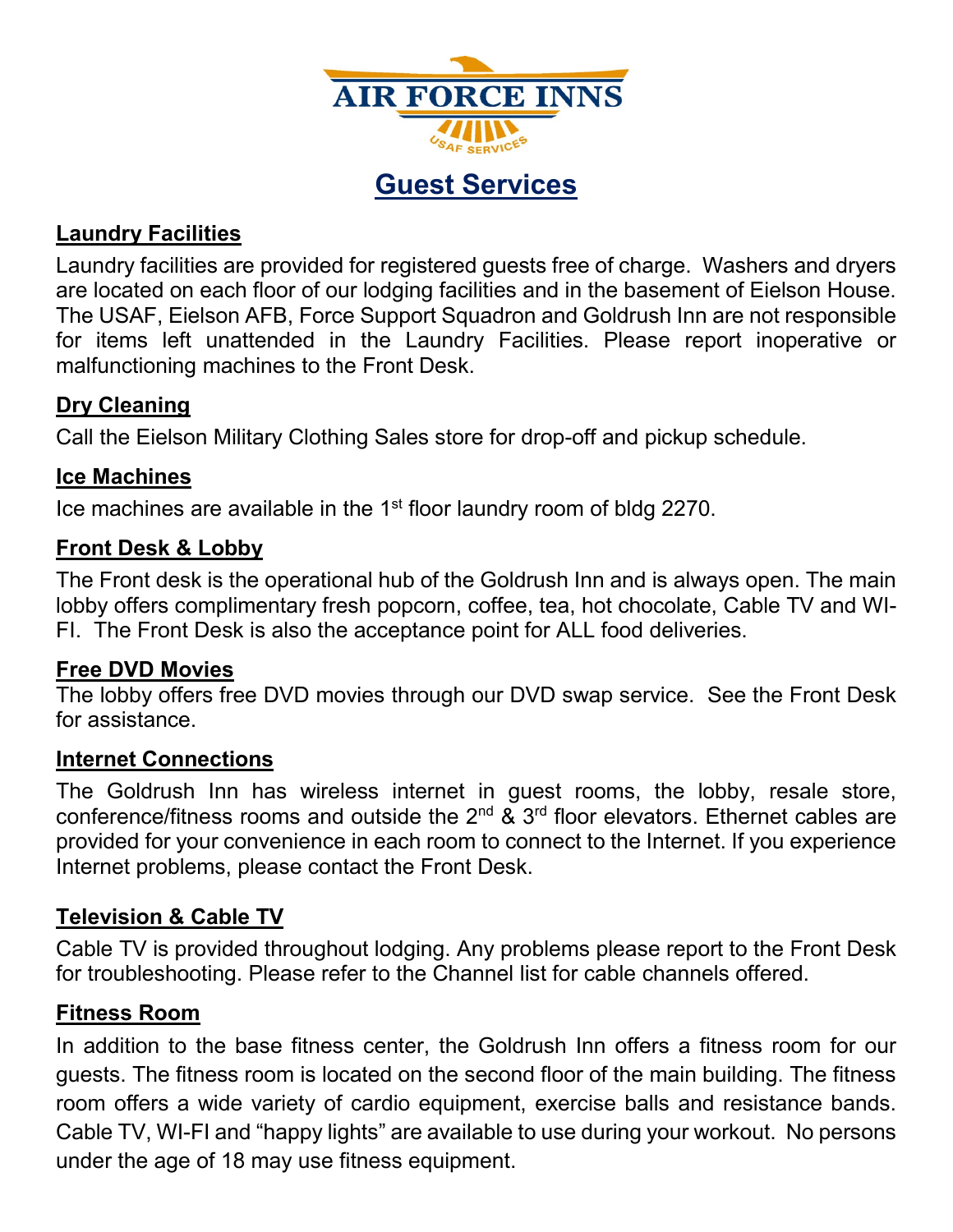AIR FORCE INNS

USAF SERVICES

# Guest Services

## Laundry Facilities

Laundry facilities are provided for registered guests free of charge. Washers and dryers are located on each floor of our lodging facilities and in the basement of Eielson House. The USAF, Eielson AFB, Force Support Squadron and Goldrush Inn are not responsible for items left unattended in the Laundry Facilities. Please report inoperative or malfunctioning machines to the Front Desk.

## Dry Cleaning

Call the Eielson Military Clothing Sales store for drop-off and pickup schedule.

## Ice Machines

Ice machines are available in the 1st floor laundry room of bldg 2270.

## Front Desk & Lobby

The Front desk is the operational hub of the Goldrush Inn and is always open. The main lobby offers complimentary fresh popcorn, coffee, tea, hot chocolate, Cable TV and WI-FI. The Front Desk is also the acceptance point for ALL food deliveries.

## Free DVD Movies

The lobby offers free DVD movies through our DVD swap service. See the Front Desk for assistance.

## Internet Connections

The Goldrush Inn has wireless internet in guest rooms, the lobby, resale store, conference/fitness rooms and outside the 2nd & 3rd floor elevators. Ethernet cables are provided for your convenience in each room to connect to the Internet. If you experience Internet problems, please contact the Front Desk.

## Television & Cable TV

Cable TV is provided throughout lodging. Any problems please report to the Front Desk for troubleshooting. Please refer to the Channel list for cable channels offered.

## Fitness Room

In addition to the base fitness center, the Goldrush Inn offers a fitness room for our guests. The fitness room is located on the second floor of the main building. The fitness room offers a wide variety of cardio equipment, exercise balls and resistance bands. Cable TV, WI-FI and "happy lights" are available to use during your workout. No persons under the age of 18 may use fitness equipment.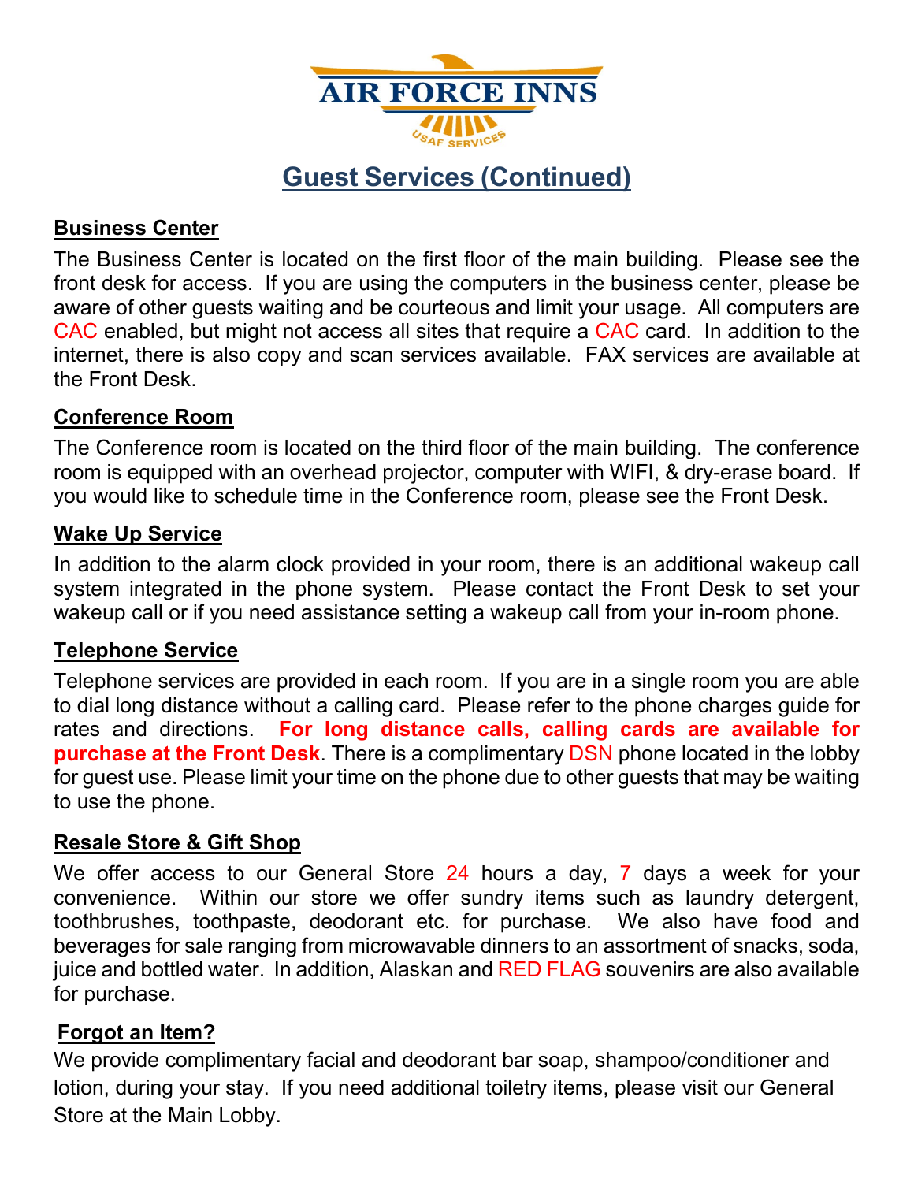AIR FORCE INNS

USAF SERVICES

# Guest Services (Continued)

## Business Center

The Business Center is located on the first floor of the main building. Please see the front desk for access. If you are using the computers in the business center, please be aware of other guests waiting and be courteous and limit your usage. All computers are CAC enabled, but might not access all sites that require a CAC card. In addition to the internet, there is also copy and scan services available. FAX services are available at the Front Desk.

## Conference Room

The Conference room is located on the third floor of the main building. The conference room is equipped with an overhead projector, computer with WIFI, & dry-erase board. If you would like to schedule time in the Conference room, please see the Front Desk.

## Wake Up Service

In addition to the alarm clock provided in your room, there is an additional wakeup call system integrated in the phone system. Please contact the Front Desk to set your wakeup call or if you need assistance setting a wakeup call from your in-room phone.

## Telephone Service

Telephone services are provided in each room. If you are in a single room you are able to dial long distance without a calling card. Please refer to the phone charges guide for rates and directions. **For long distance calls, calling cards are available for purchase at the Front Desk**. There is a complimentary DSN phone located in the lobby for guest use. Please limit your time on the phone due to other guests that may be waiting to use the phone.

## Resale Store & Gift Shop

We offer access to our General Store 24 hours a day, 7 days a week for your convenience. Within our store we offer sundry items such as laundry detergent, toothbrushes, toothpaste, deodorant etc. for purchase. We also have food and beverages for sale ranging from microwavable dinners to an assortment of snacks, soda, juice and bottled water. In addition, Alaskan and RED FLAG souvenirs are also available for purchase.

## Forgot an Item?

We provide complimentary facial and deodorant bar soap, shampoo/conditioner and lotion, during your stay. If you need additional toiletry items, please visit our General Store at the Main Lobby.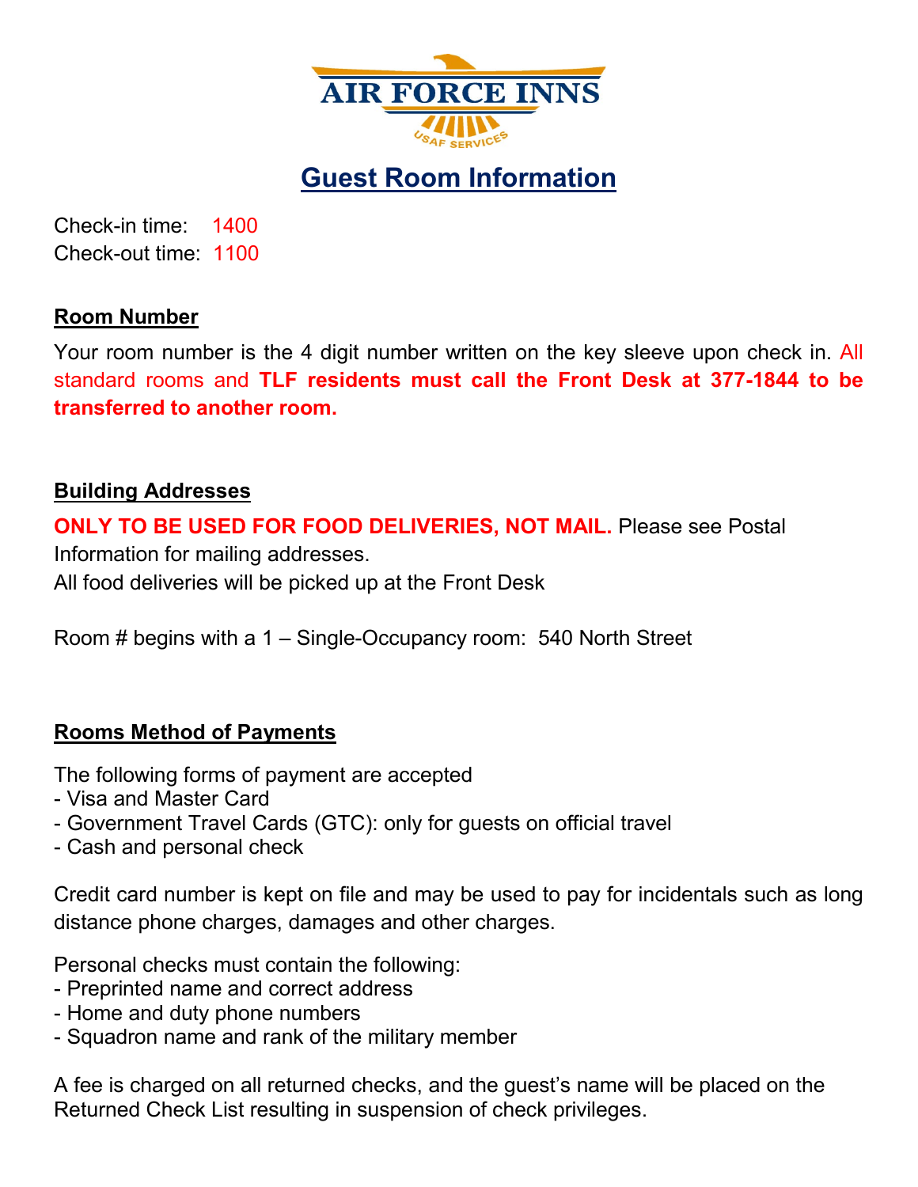# Guest Room Information

Check-in time: 1400
Check-out time: 1100

## Room Number

Your room number is the 4 digit number written on the key sleeve upon check in. All standard rooms and **TLF residents must call the Front Desk at 377-1844 to be transferred to another room.**

## Building Addresses

**ONLY TO BE USED FOR FOOD DELIVERIES, NOT MAIL.** Please see Postal Information for mailing addresses.
All food deliveries will be picked up at the Front Desk

Room # begins with a 1 – Single-Occupancy room: 540 North Street

## Rooms Method of Payments

The following forms of payment are accepted
- Visa and Master Card
- Government Travel Cards (GTC): only for guests on official travel
- Cash and personal check

Credit card number is kept on file and may be used to pay for incidentals such as long distance phone charges, damages and other charges.

Personal checks must contain the following:
- Preprinted name and correct address
- Home and duty phone numbers
- Squadron name and rank of the military member

A fee is charged on all returned checks, and the guest's name will be placed on the Returned Check List resulting in suspension of check privileges.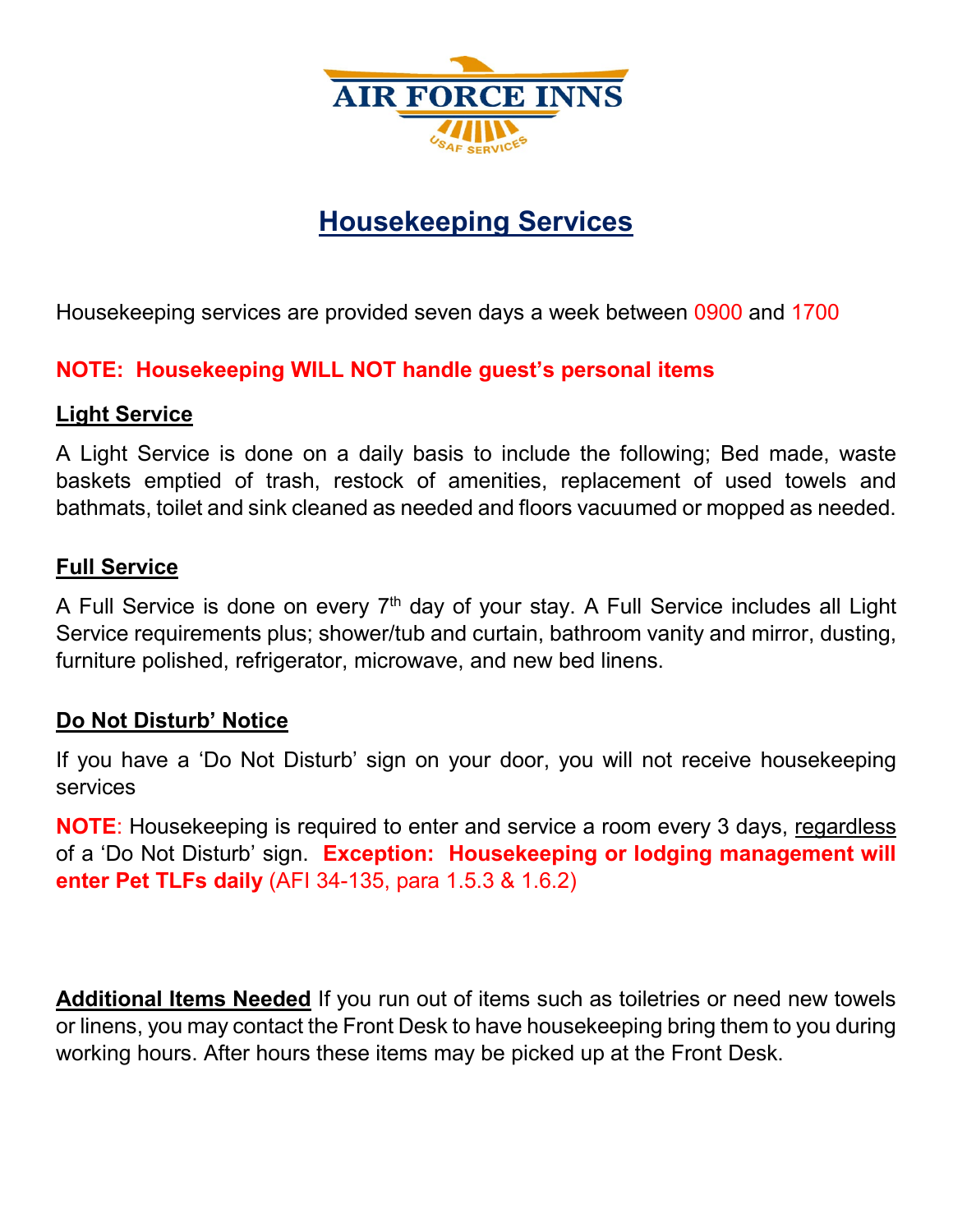AIR FORCE INNS

USAF SERVICES

# Housekeeping Services

Housekeeping services are provided seven days a week between 0900 and 1700

**NOTE: Housekeeping WILL NOT handle guest's personal items**

## Light Service

A Light Service is done on a daily basis to include the following; Bed made, waste baskets emptied of trash, restock of amenities, replacement of used towels and bathmats, toilet and sink cleaned as needed and floors vacuumed or mopped as needed.

## Full Service

A Full Service is done on every 7th day of your stay. A Full Service includes all Light Service requirements plus; shower/tub and curtain, bathroom vanity and mirror, dusting, furniture polished, refrigerator, microwave, and new bed linens.

## Do Not Disturb' Notice

If you have a 'Do Not Disturb' sign on your door, you will not receive housekeeping services

**NOTE**: Housekeeping is required to enter and service a room every 3 days, regardless of a 'Do Not Disturb' sign. **Exception: Housekeeping or lodging management will enter Pet TLFs daily** (AFI 34-135, para 1.5.3 & 1.6.2)

**Additional Items Needed** If you run out of items such as toiletries or need new towels or linens, you may contact the Front Desk to have housekeeping bring them to you during working hours. After hours these items may be picked up at the Front Desk.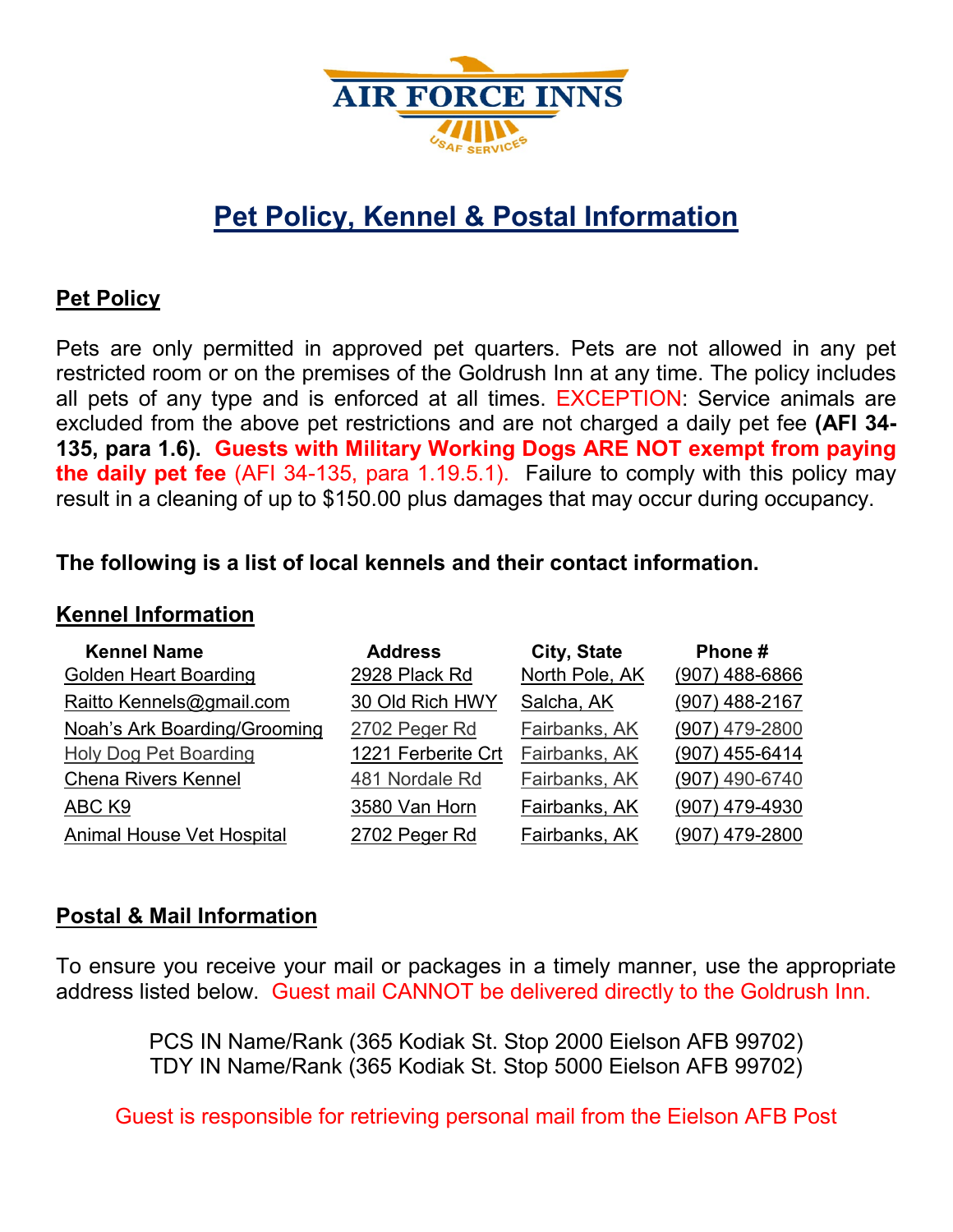AIR FORCE INNS

USAF SERVICES

# Pet Policy, Kennel & Postal Information

## Pet Policy

Pets are only permitted in approved pet quarters. Pets are not allowed in any pet restricted room or on the premises of the Goldrush Inn at any time. The policy includes all pets of any type and is enforced at all times. EXCEPTION: Service animals are excluded from the above pet restrictions and are not charged a daily pet fee **(AFI 34-135, para 1.6).** **Guests with Military Working Dogs ARE NOT exempt from paying the daily pet fee** (AFI 34-135, para 1.19.5.1). Failure to comply with this policy may result in a cleaning of up to $150.00 plus damages that may occur during occupancy.

**The following is a list of local kennels and their contact information.**

## Kennel Information

| Kennel Name | Address | City, State | Phone # |
|---|---|---|---|
| Golden Heart Boarding | 2928 Plack Rd | North Pole, AK | (907) 488-6866 |
| Raitto Kennels@gmail.com | 30 Old Rich HWY | Salcha, AK | (907) 488-2167 |
| Noah's Ark Boarding/Grooming | 2702 Peger Rd | Fairbanks, AK | (907) 479-2800 |
| Holy Dog Pet Boarding | 1221 Ferberite Crt | Fairbanks, AK | (907) 455-6414 |
| Chena Rivers Kennel | 481 Nordale Rd | Fairbanks, AK | (907) 490-6740 |
| ABC K9 | 3580 Van Horn | Fairbanks, AK | (907) 479-4930 |
| Animal House Vet Hospital | 2702 Peger Rd | Fairbanks, AK | (907) 479-2800 |

## Postal & Mail Information

To ensure you receive your mail or packages in a timely manner, use the appropriate address listed below. Guest mail CANNOT be delivered directly to the Goldrush Inn.

PCS IN Name/Rank (365 Kodiak St. Stop 2000 Eielson AFB 99702)
TDY IN Name/Rank (365 Kodiak St. Stop 5000 Eielson AFB 99702)

Guest is responsible for retrieving personal mail from the Eielson AFB Post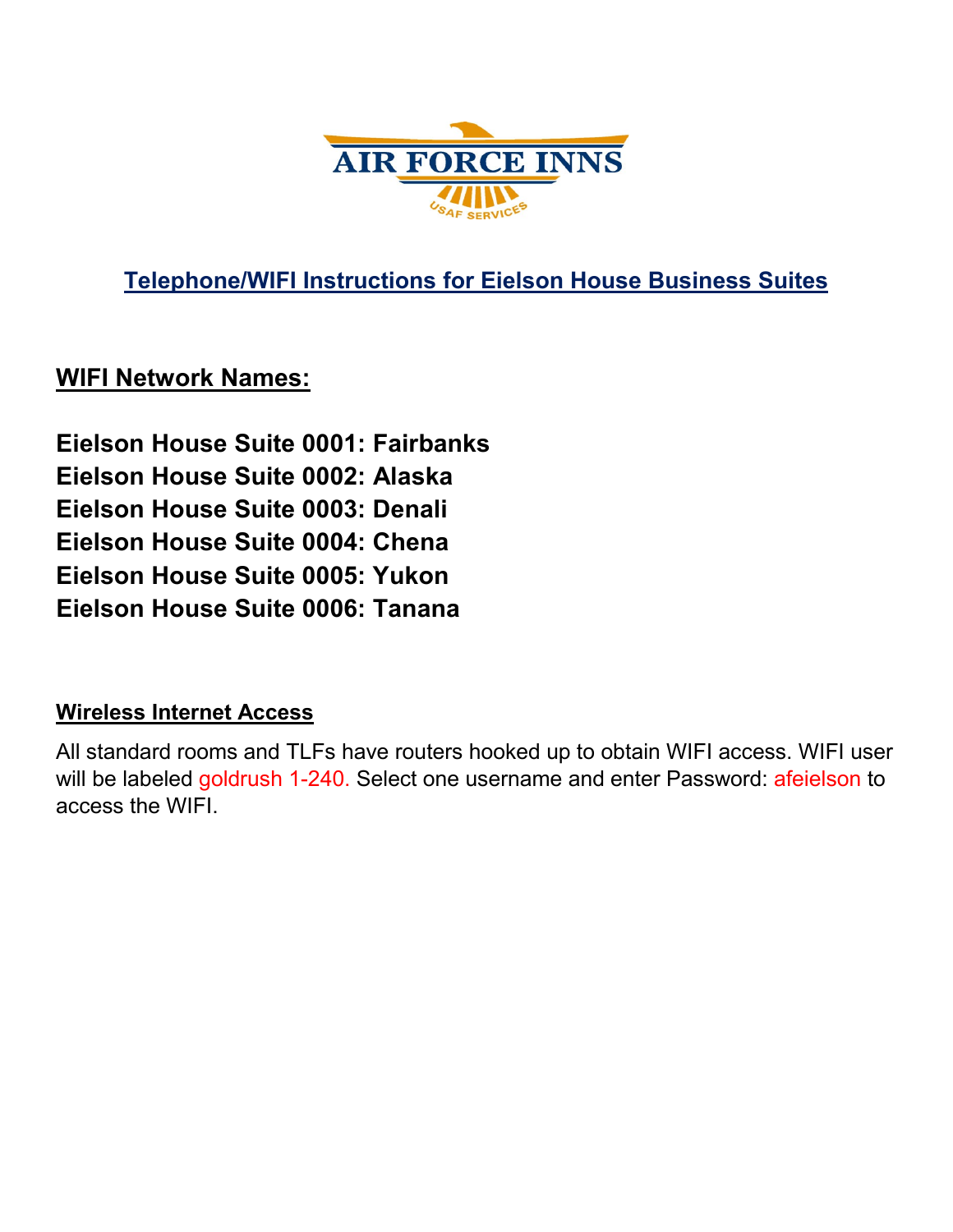AIR FORCE INNS

USAF SERVICES

## Telephone/WIFI Instructions for Eielson House Business Suites

### WIFI Network Names:

**Eielson House Suite 0001: Fairbanks**
**Eielson House Suite 0002: Alaska**
**Eielson House Suite 0003: Denali**
**Eielson House Suite 0004: Chena**
**Eielson House Suite 0005: Yukon**
**Eielson House Suite 0006: Tanana**

**Wireless Internet Access**

All standard rooms and TLFs have routers hooked up to obtain WIFI access. WIFI user will be labeled goldrush 1-240. Select one username and enter Password: afeielson to access the WIFI.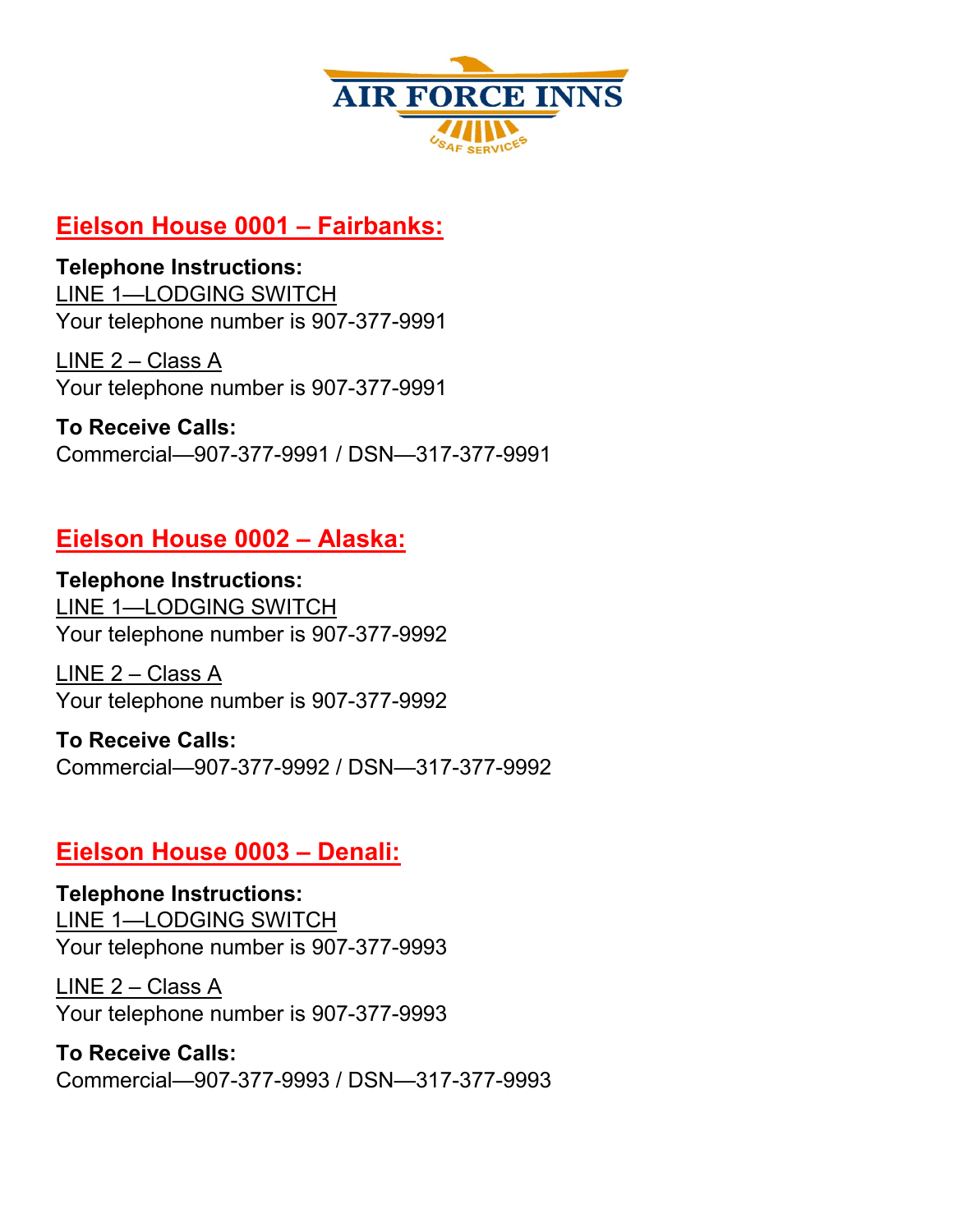AIR FORCE INNS

USAF SERVICES

## Eielson House 0001 – Fairbanks:

**Telephone Instructions:**
LINE 1—LODGING SWITCH
Your telephone number is 907-377-9991

LINE 2 – Class A
Your telephone number is 907-377-9991

**To Receive Calls:**
Commercial—907-377-9991 / DSN—317-377-9991

## Eielson House 0002 – Alaska:

**Telephone Instructions:**
LINE 1—LODGING SWITCH
Your telephone number is 907-377-9992

LINE 2 – Class A
Your telephone number is 907-377-9992

**To Receive Calls:**
Commercial—907-377-9992 / DSN—317-377-9992

## Eielson House 0003 – Denali:

**Telephone Instructions:**
LINE 1—LODGING SWITCH
Your telephone number is 907-377-9993

LINE 2 – Class A
Your telephone number is 907-377-9993

**To Receive Calls:**
Commercial—907-377-9993 / DSN—317-377-9993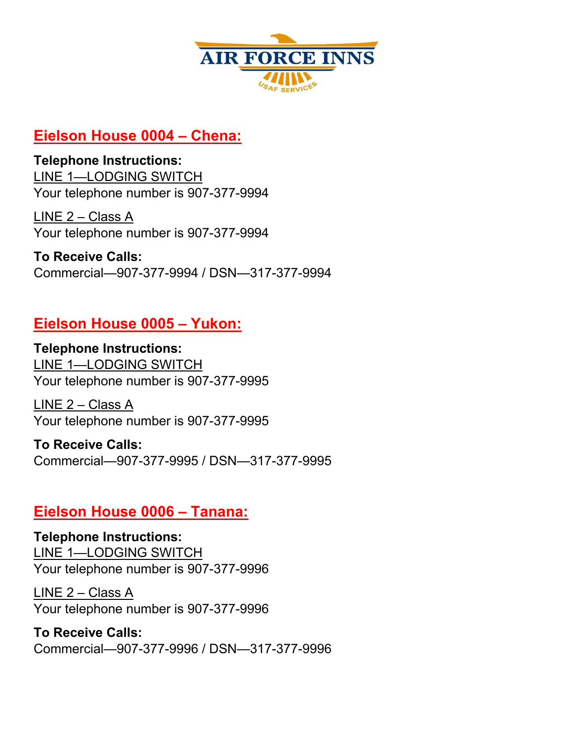AIR FORCE INNS

USAF SERVICES

## Eielson House 0004 – Chena:

**Telephone Instructions:**

LINE 1—LODGING SWITCH

Your telephone number is 907-377-9994

LINE 2 – Class A

Your telephone number is 907-377-9994

**To Receive Calls:**

Commercial—907-377-9994 / DSN—317-377-9994

## Eielson House 0005 – Yukon:

**Telephone Instructions:**

LINE 1—LODGING SWITCH

Your telephone number is 907-377-9995

LINE 2 – Class A

Your telephone number is 907-377-9995

**To Receive Calls:**

Commercial—907-377-9995 / DSN—317-377-9995

## Eielson House 0006 – Tanana:

**Telephone Instructions:**

LINE 1—LODGING SWITCH

Your telephone number is 907-377-9996

LINE 2 – Class A

Your telephone number is 907-377-9996

**To Receive Calls:**

Commercial—907-377-9996 / DSN—317-377-9996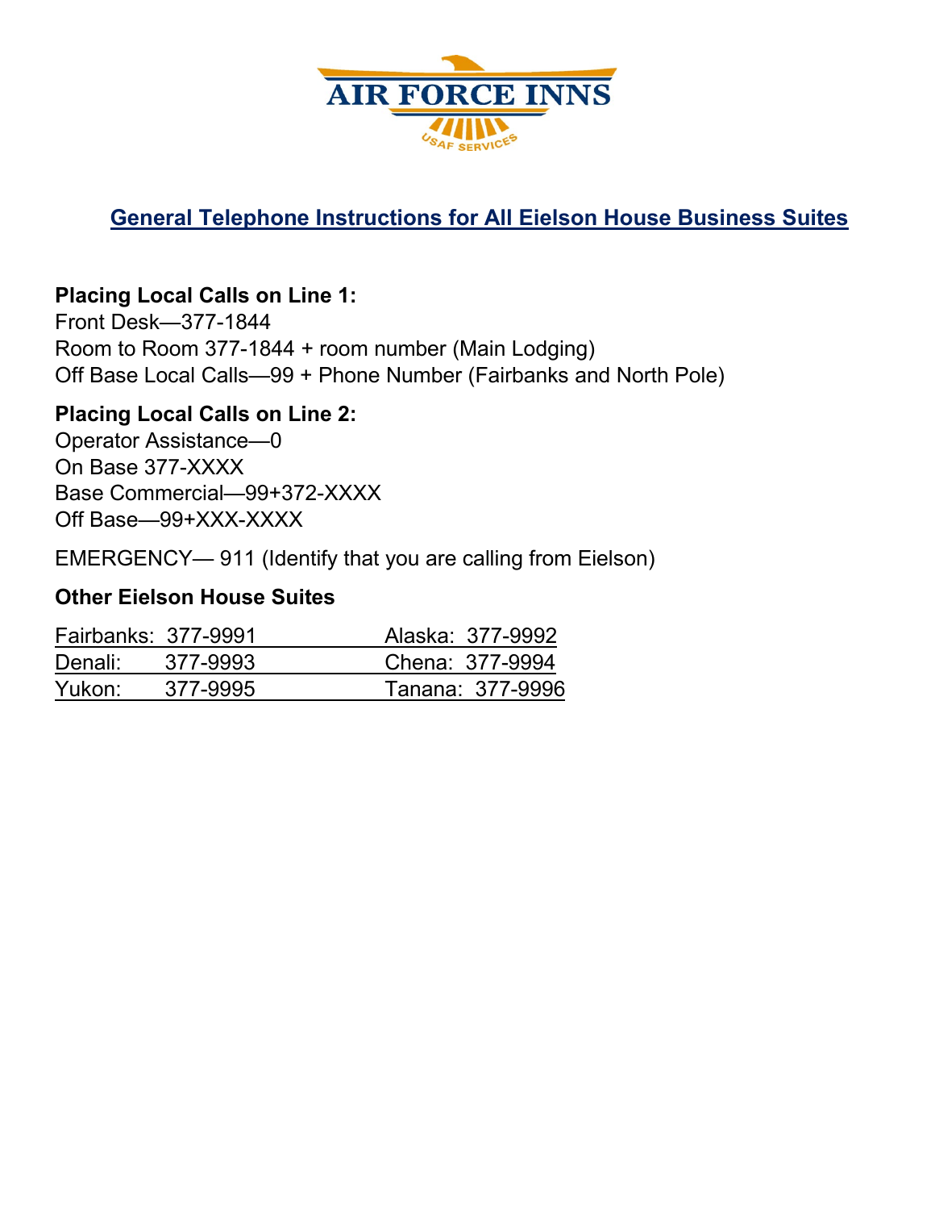AIR FORCE INNS

USAF SERVICES

## General Telephone Instructions for All Eielson House Business Suites

**Placing Local Calls on Line 1:**

Front Desk—377-1844
Room to Room 377-1844 + room number (Main Lodging)
Off Base Local Calls—99 + Phone Number (Fairbanks and North Pole)

**Placing Local Calls on Line 2:**

Operator Assistance—0
On Base 377-XXXX
Base Commercial—99+372-XXXX
Off Base—99+XXX-XXXX

EMERGENCY— 911 (Identify that you are calling from Eielson)

### Other Eielson House Suites

| | | | |
|---|---|---|---|
| Fairbanks: | 377-9991 | Alaska: | 377-9992 |
| Denali: | 377-9993 | Chena: | 377-9994 |
| Yukon: | 377-9995 | Tanana: | 377-9996 |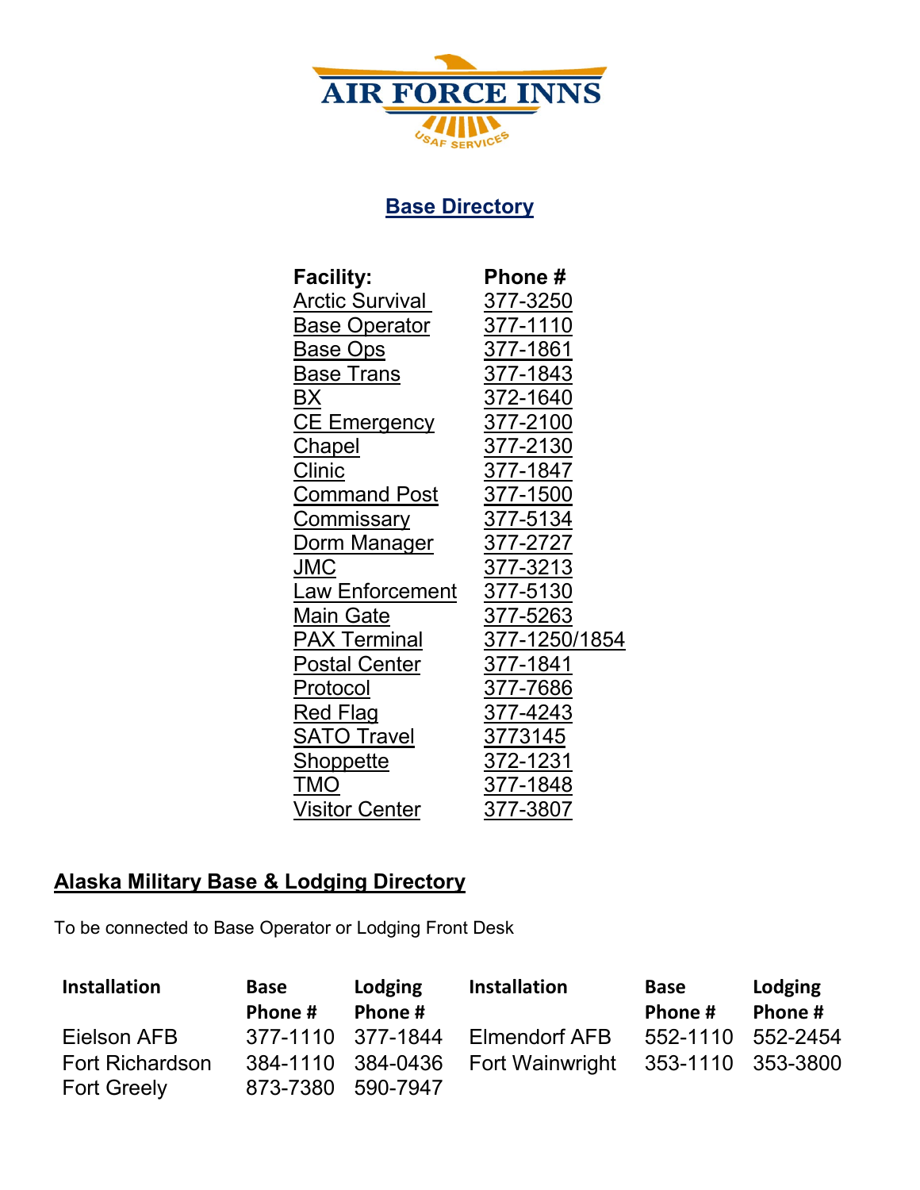AIR FORCE INNS

USAF SERVICES

## Base Directory

| Facility: | Phone # |
|---|---|
| Arctic Survival | 377-3250 |
| Base Operator | 377-1110 |
| Base Ops | 377-1861 |
| Base Trans | 377-1843 |
| BX | 372-1640 |
| CE Emergency | 377-2100 |
| Chapel | 377-2130 |
| Clinic | 377-1847 |
| Command Post | 377-1500 |
| Commissary | 377-5134 |
| Dorm Manager | 377-2727 |
| JMC | 377-3213 |
| Law Enforcement | 377-5130 |
| Main Gate | 377-5263 |
| PAX Terminal | 377-1250/1854 |
| Postal Center | 377-1841 |
| Protocol | 377-7686 |
| Red Flag | 377-4243 |
| SATO Travel | 3773145 |
| Shoppette | 372-1231 |
| TMO | 377-1848 |
| Visitor Center | 377-3807 |

## Alaska Military Base & Lodging Directory

To be connected to Base Operator or Lodging Front Desk

| Installation | Base Phone # | Lodging Phone # | Installation | Base Phone # | Lodging Phone # |
|---|---|---|---|---|---|
| Eielson AFB | 377-1110 | 377-1844 | Elmendorf AFB | 552-1110 | 552-2454 |
| Fort Richardson | 384-1110 | 384-0436 | Fort Wainwright | 353-1110 | 353-3800 |
| Fort Greely | 873-7380 | 590-7947 | | | |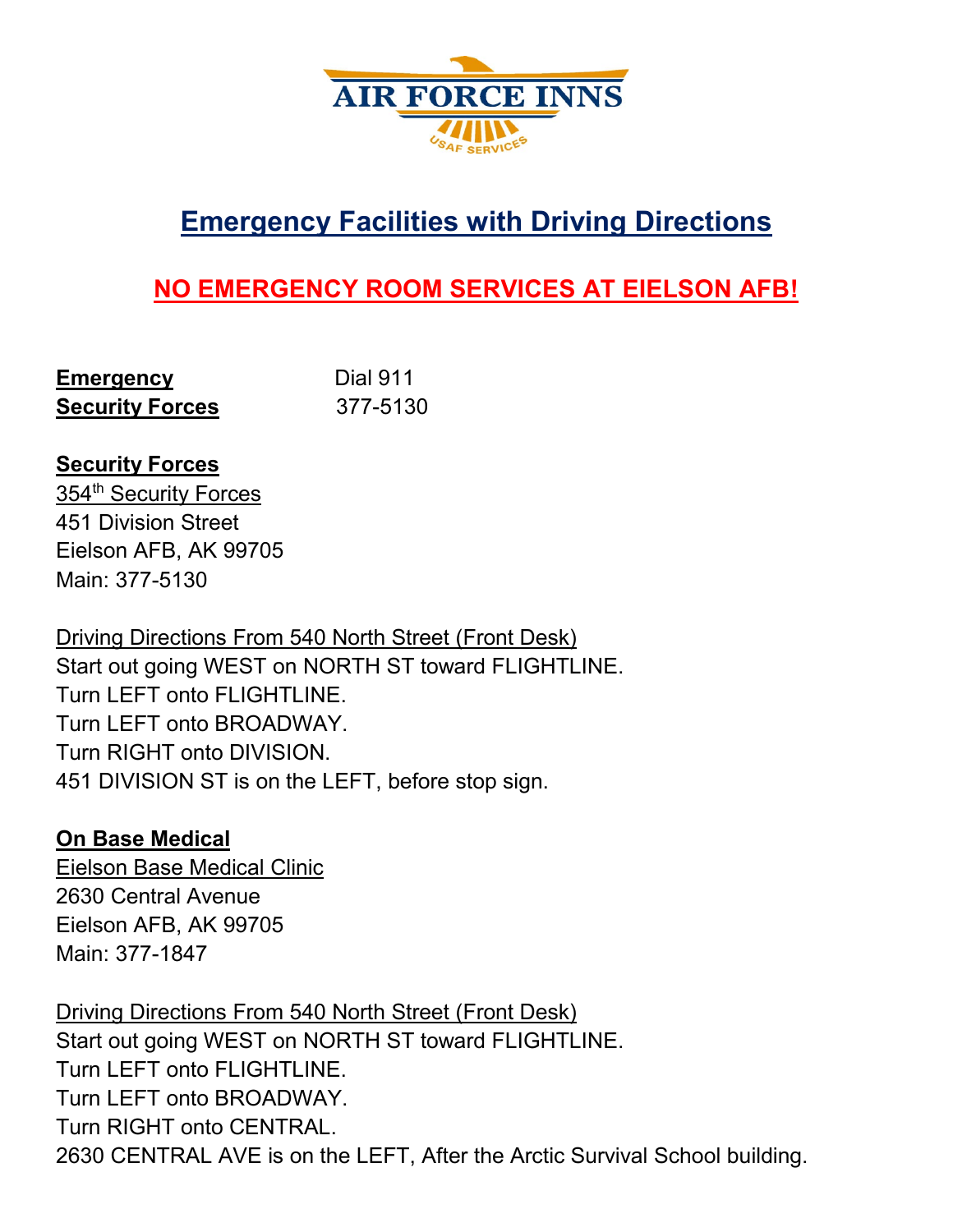AIR FORCE INNS

USAF SERVICES

# Emergency Facilities with Driving Directions

## NO EMERGENCY ROOM SERVICES AT EIELSON AFB!

**Emergency** Dial 911
**Security Forces** 377-5130

**Security Forces**
354th Security Forces
451 Division Street
Eielson AFB, AK 99705
Main: 377-5130

Driving Directions From 540 North Street (Front Desk)
Start out going WEST on NORTH ST toward FLIGHTLINE.
Turn LEFT onto FLIGHTLINE.
Turn LEFT onto BROADWAY.
Turn RIGHT onto DIVISION.
451 DIVISION ST is on the LEFT, before stop sign.

**On Base Medical**
Eielson Base Medical Clinic
2630 Central Avenue
Eielson AFB, AK 99705
Main: 377-1847

Driving Directions From 540 North Street (Front Desk)
Start out going WEST on NORTH ST toward FLIGHTLINE.
Turn LEFT onto FLIGHTLINE.
Turn LEFT onto BROADWAY.
Turn RIGHT onto CENTRAL.
2630 CENTRAL AVE is on the LEFT, After the Arctic Survival School building.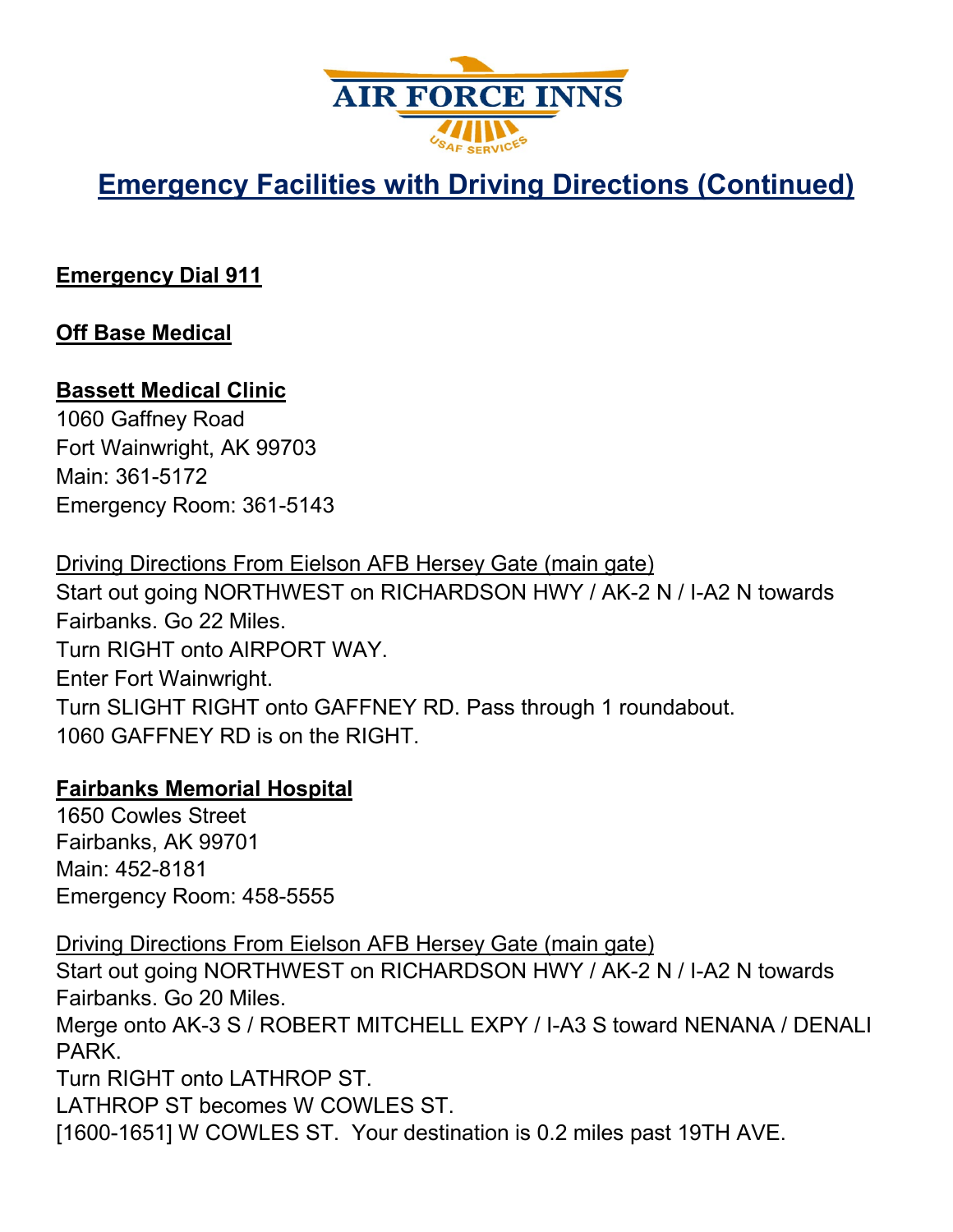# Emergency Facilities with Driving Directions (Continued)

**Emergency Dial 911**

**Off Base Medical**

**Bassett Medical Clinic**
1060 Gaffney Road
Fort Wainwright, AK 99703
Main: 361-5172
Emergency Room: 361-5143

Driving Directions From Eielson AFB Hersey Gate (main gate)
Start out going NORTHWEST on RICHARDSON HWY / AK-2 N / I-A2 N towards Fairbanks. Go 22 Miles.
Turn RIGHT onto AIRPORT WAY.
Enter Fort Wainwright.
Turn SLIGHT RIGHT onto GAFFNEY RD. Pass through 1 roundabout.
1060 GAFFNEY RD is on the RIGHT.

**Fairbanks Memorial Hospital**
1650 Cowles Street
Fairbanks, AK 99701
Main: 452-8181
Emergency Room: 458-5555

Driving Directions From Eielson AFB Hersey Gate (main gate)
Start out going NORTHWEST on RICHARDSON HWY / AK-2 N / I-A2 N towards Fairbanks. Go 20 Miles.
Merge onto AK-3 S / ROBERT MITCHELL EXPY / I-A3 S toward NENANA / DENALI PARK.
Turn RIGHT onto LATHROP ST.
LATHROP ST becomes W COWLES ST.
[1600-1651] W COWLES ST. Your destination is 0.2 miles past 19TH AVE.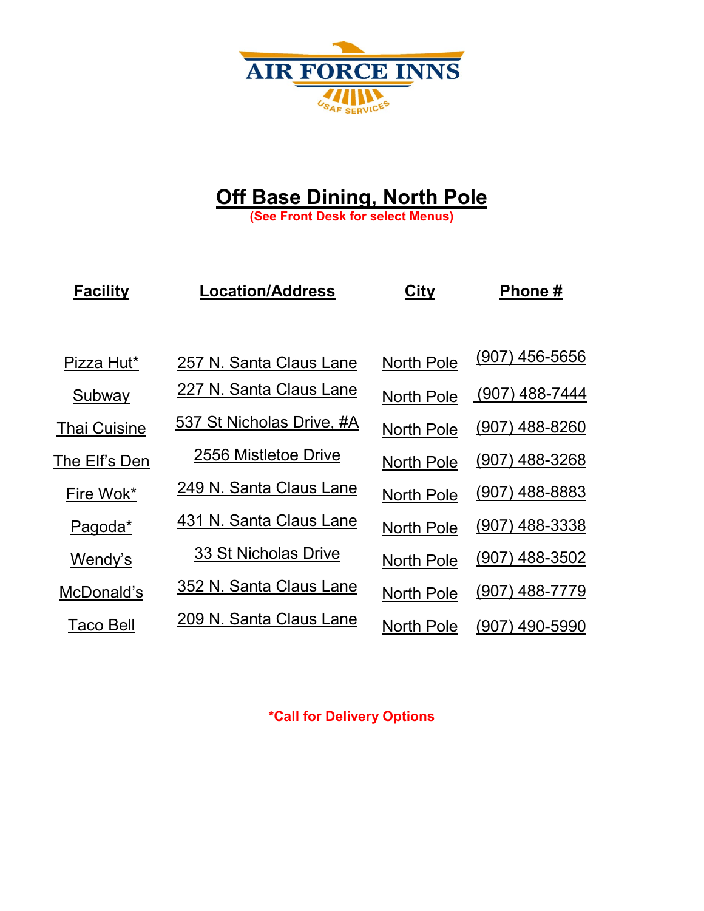AIR FORCE INNS

USAF SERVICES

# Off Base Dining, North Pole

**(See Front Desk for select Menus)**

| Facility | Location/Address | City | Phone # |
|---|---|---|---|
| Pizza Hut* | 257 N. Santa Claus Lane | North Pole | (907) 456-5656 |
| Subway | 227 N. Santa Claus Lane | North Pole | (907) 488-7444 |
| Thai Cuisine | 537 St Nicholas Drive, #A | North Pole | (907) 488-8260 |
| The Elf's Den | 2556 Mistletoe Drive | North Pole | (907) 488-3268 |
| Fire Wok* | 249 N. Santa Claus Lane | North Pole | (907) 488-8883 |
| Pagoda* | 431 N. Santa Claus Lane | North Pole | (907) 488-3338 |
| Wendy's | 33 St Nicholas Drive | North Pole | (907) 488-3502 |
| McDonald's | 352 N. Santa Claus Lane | North Pole | (907) 488-7779 |
| Taco Bell | 209 N. Santa Claus Lane | North Pole | (907) 490-5990 |

***Call for Delivery Options**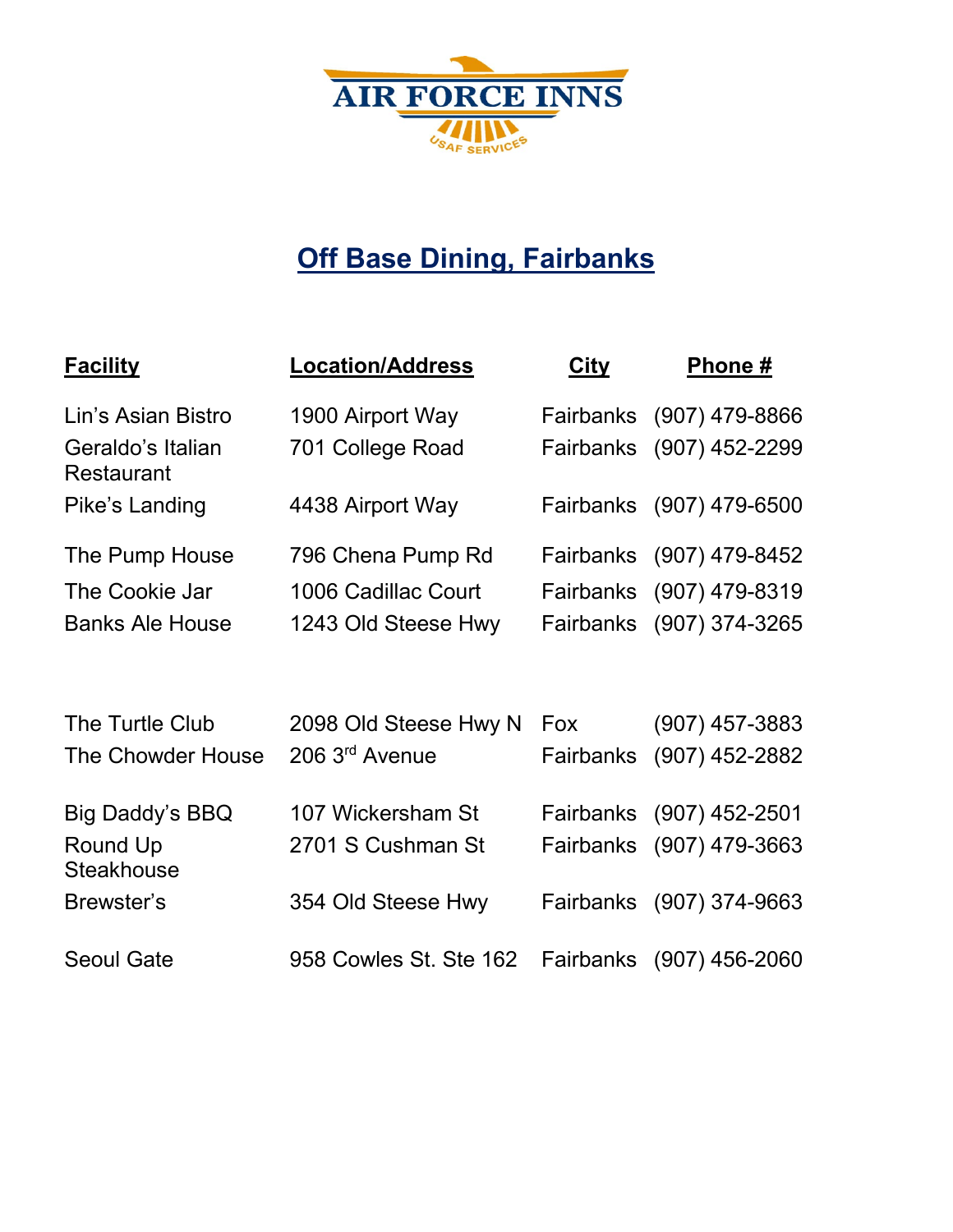AIR FORCE INNS

USAF SERVICES

# Off Base Dining, Fairbanks

| Facility | Location/Address | City | Phone # |
|---|---|---|---|
| Lin's Asian Bistro | 1900 Airport Way | Fairbanks | (907) 479-8866 |
| Geraldo's Italian Restaurant | 701 College Road | Fairbanks | (907) 452-2299 |
| Pike's Landing | 4438 Airport Way | Fairbanks | (907) 479-6500 |
| The Pump House | 796 Chena Pump Rd | Fairbanks | (907) 479-8452 |
| The Cookie Jar | 1006 Cadillac Court | Fairbanks | (907) 479-8319 |
| Banks Ale House | 1243 Old Steese Hwy | Fairbanks | (907) 374-3265 |
| The Turtle Club | 2098 Old Steese Hwy N | Fox | (907) 457-3883 |
| The Chowder House | 206 3rd Avenue | Fairbanks | (907) 452-2882 |
| Big Daddy's BBQ | 107 Wickersham St | Fairbanks | (907) 452-2501 |
| Round Up Steakhouse | 2701 S Cushman St | Fairbanks | (907) 479-3663 |
| Brewster's | 354 Old Steese Hwy | Fairbanks | (907) 374-9663 |
| Seoul Gate | 958 Cowles St. Ste 162 | Fairbanks | (907) 456-2060 |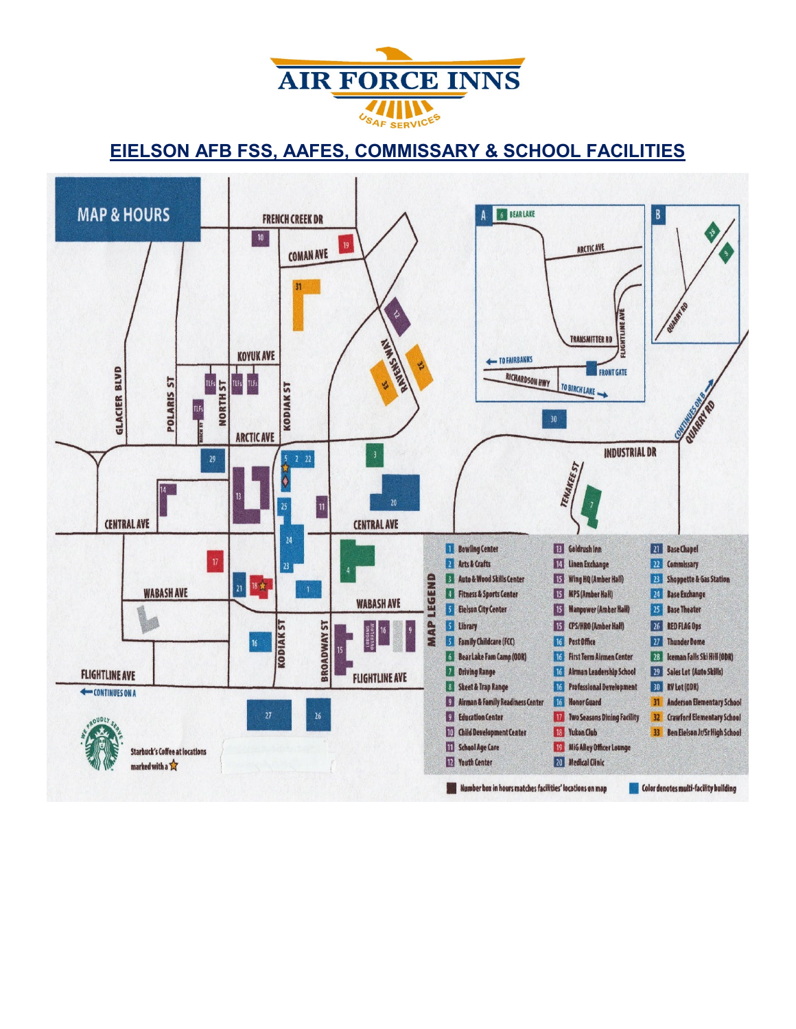AIR FORCE INNS

USAF SERVICES

## EIELSON AFB FSS, AAFES, COMMISSARY & SCHOOL FACILITIES

MAP & HOURS

**MAP LEGEND**

| | | |
|---|---|---|
| 1 Bowling Center | 13 Goldrush Inn | 21 Base Chapel |
| 2 Arts & Crafts | 14 Linen Exchange | 22 Commissary |
| 3 Auto & Wood Skills Center | 15 Wing HQ (Amber Hall) | 23 Shoppette & Gas Station |
| 4 Fitness & Sports Center | 15 MPS (Amber Hall) | 24 Base Exchange |
| 5 Eielson City Center | 15 Manpower (Amber Hall) | 25 Base Theater |
| 5 Library | 15 CPS/HRO (Amber Hall) | 26 RED FLAG Ops |
| 5 Family Childcare (FCC) | 16 Post Office | 27 Thunder Dome |
| 6 Bear Lake Fam Camp (ODR) | 16 First Term Airmen Center | 28 Iceman Falls Ski Hill (ODR) |
| 7 Driving Range | 16 Airman Leadership School | 29 Sales Lot (Auto Skills) |
| 8 Skeet & Trap Range | 16 Professional Development | 30 RV Lot (ODR) |
| 9 Airman & Family Readiness Center | 16 Honor Guard | 31 Anderson Elementary School |
| 9 Education Center | 17 Two Seasons Dining Facility | 32 Crawford Elementary School |
| 10 Child Development Center | 18 Yukon Club | 33 Ben Eielson Jr/Sr High School |
| 11 School Age Care | 19 MiG Alley Officer Lounge | |
| 12 Youth Center | 20 Medical Clinic | |

Number box in hours matches facilities' locations on map

Color denotes multi-facility building

Starbuck's Coffee at locations marked with a ☆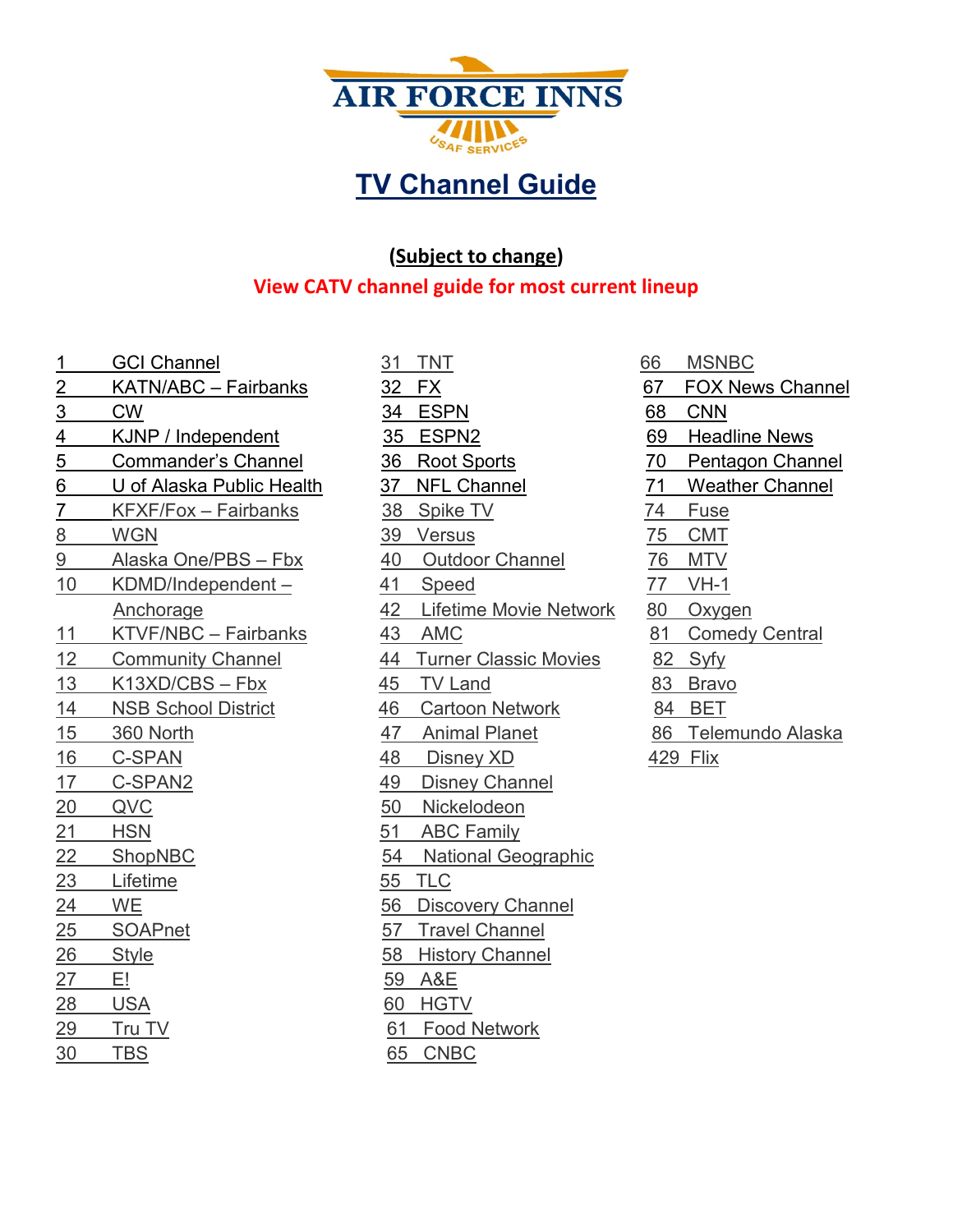AIR FORCE INNS

USAF SERVICES

# TV Channel Guide

**(Subject to change)**

**View CATV channel guide for most current lineup**

1 GCI Channel
2 KATN/ABC – Fairbanks
3 CW
4 KJNP / Independent
5 Commander's Channel
6 U of Alaska Public Health
7 KFXF/Fox – Fairbanks
8 WGN
9 Alaska One/PBS – Fbx
10 KDMD/Independent – Anchorage
11 KTVF/NBC – Fairbanks
12 Community Channel
13 K13XD/CBS – Fbx
14 NSB School District
15 360 North
16 C-SPAN
17 C-SPAN2
20 QVC
21 HSN
22 ShopNBC
23 Lifetime
24 WE
25 SOAPnet
26 Style
27 E!
28 USA
29 Tru TV
30 TBS
31 TNT
32 FX
34 ESPN
35 ESPN2
36 Root Sports
37 NFL Channel
38 Spike TV
39 Versus
40 Outdoor Channel
41 Speed
42 Lifetime Movie Network
43 AMC
44 Turner Classic Movies
45 TV Land
46 Cartoon Network
47 Animal Planet
48 Disney XD
49 Disney Channel
50 Nickelodeon
51 ABC Family
54 National Geographic
55 TLC
56 Discovery Channel
57 Travel Channel
58 History Channel
59 A&E
60 HGTV
61 Food Network
65 CNBC
66 MSNBC
67 FOX News Channel
68 CNN
69 Headline News
70 Pentagon Channel
71 Weather Channel
74 Fuse
75 CMT
76 MTV
77 VH-1
80 Oxygen
81 Comedy Central
82 Syfy
83 Bravo
84 BET
86 Telemundo Alaska
429 Flix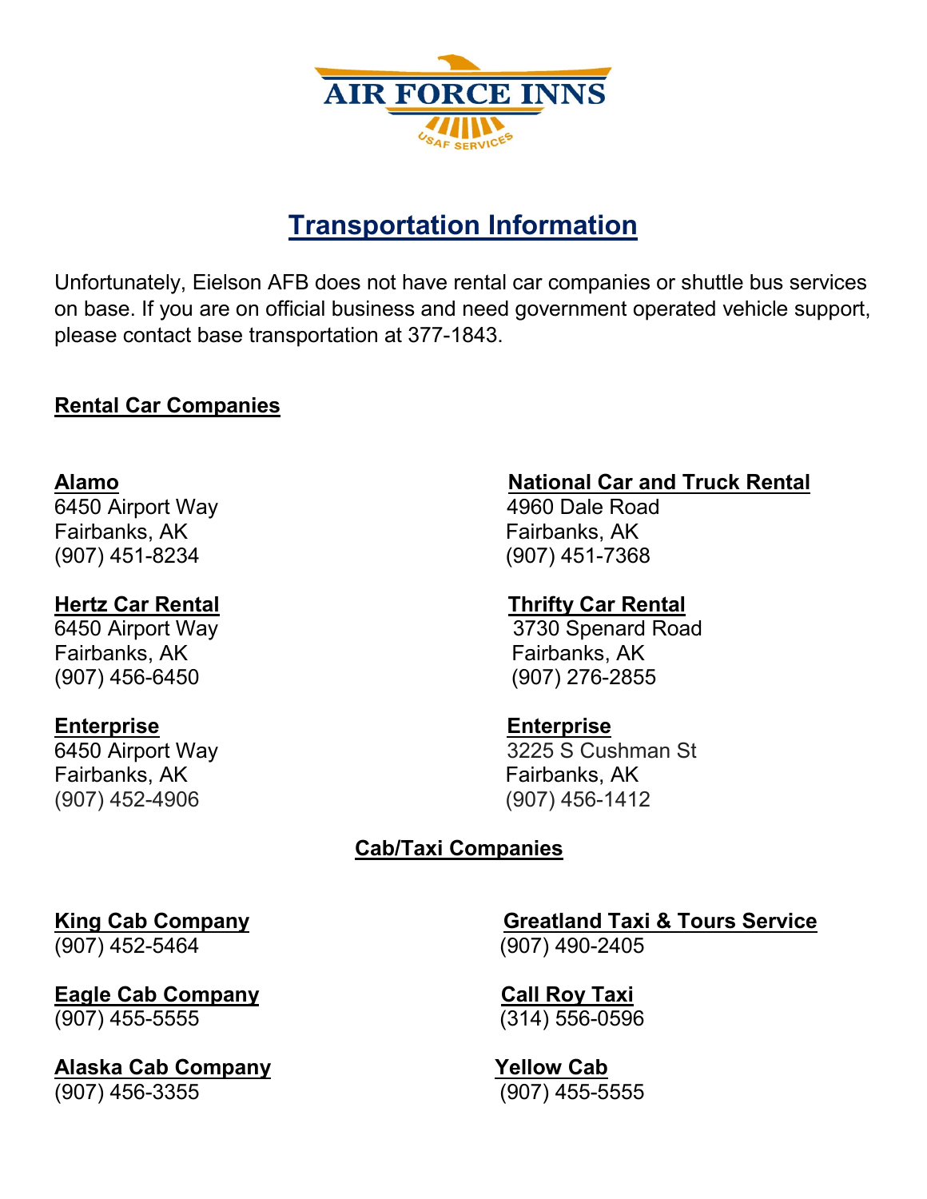AIR FORCE INNS

USAF SERVICES

# Transportation Information

Unfortunately, Eielson AFB does not have rental car companies or shuttle bus services on base. If you are on official business and need government operated vehicle support, please contact base transportation at 377-1843.

## Rental Car Companies

**Alamo**
6450 Airport Way
Fairbanks, AK
(907) 451-8234

**National Car and Truck Rental**
4960 Dale Road
Fairbanks, AK
(907) 451-7368

**Hertz Car Rental**
6450 Airport Way
Fairbanks, AK
(907) 456-6450

**Thrifty Car Rental**
3730 Spenard Road
Fairbanks, AK
(907) 276-2855

**Enterprise**
6450 Airport Way
Fairbanks, AK
(907) 452-4906

**Enterprise**
3225 S Cushman St
Fairbanks, AK
(907) 456-1412

## Cab/Taxi Companies

**King Cab Company**
(907) 452-5464

**Greatland Taxi & Tours Service**
(907) 490-2405

**Eagle Cab Company**
(907) 455-5555

**Call Roy Taxi**
(314) 556-0596

**Alaska Cab Company**
(907) 456-3355

**Yellow Cab**
(907) 455-5555